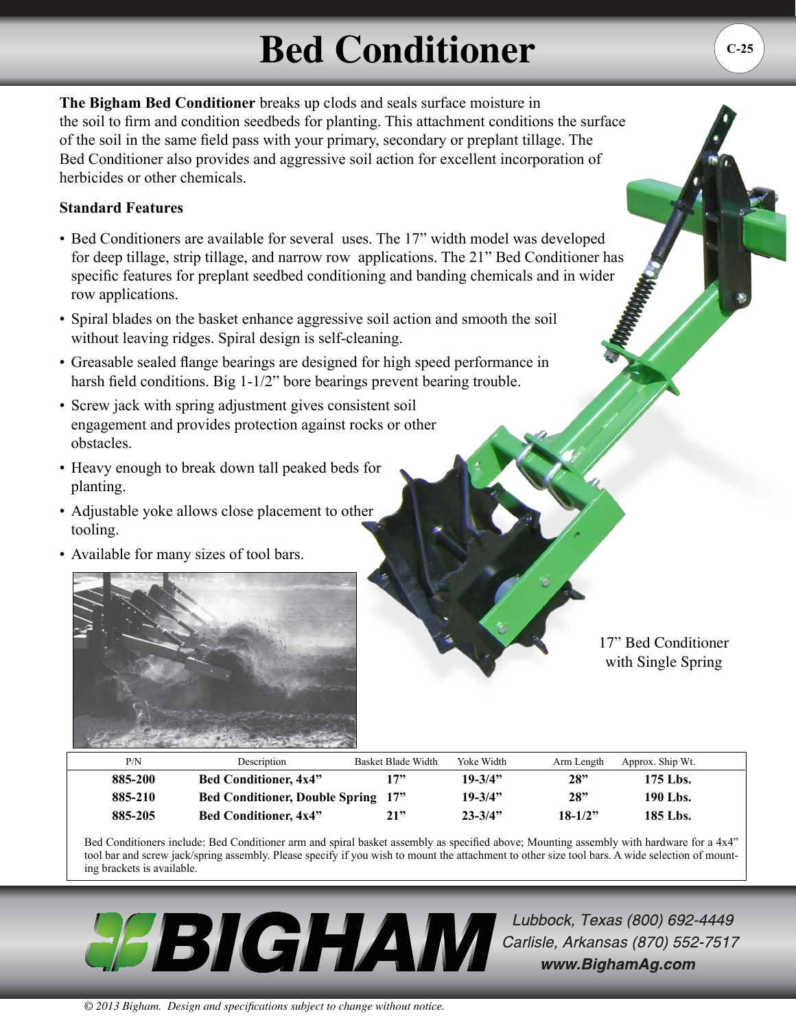# Bed Conditioner

**The Bigham Bed Conditioner** breaks up clods and seals surface moisture in the soil to firm and condition seedbeds for planting. This attachment conditions the surface of the soil in the same field pass with your primary, secondary or preplant tillage. The Bed Conditioner also provides and aggressive soil action for excellent incorporation of herbicides or other chemicals.

### Standard Features

- Bed Conditioners are available for several uses. The 17" width model was developed for deep tillage, strip tillage, and narrow row applications. The 21" Bed Conditioner has specific features for preplant seedbed conditioning and banding chemicals and in wider row applications.
- Spiral blades on the basket enhance aggressive soil action and smooth the soil without leaving ridges. Spiral design is self-cleaning.
- Greasable sealed flange bearings are designed for high speed performance in harsh field conditions. Big 1-1/2" bore bearings prevent bearing trouble.
- Screw jack with spring adjustment gives consistent soil engagement and provides protection against rocks or other obstacles.
- Heavy enough to break down tall peaked beds for planting.
- Adjustable yoke allows close placement to other tooling.
- Available for many sizes of tool bars.

17" Bed Conditioner with Single Spring

| P/N | Description | Basket Blade Width | Yoke Width | Arm Length | Approx. Ship Wt. |
|---|---|---|---|---|---|
| **885-200** | **Bed Conditioner, 4x4"** | **17"** | **19-3/4"** | **28"** | **175 Lbs.** |
| **885-210** | **Bed Conditioner, Double Spring** | **17"** | **19-3/4"** | **28"** | **190 Lbs.** |
| **885-205** | **Bed Conditioner, 4x4"** | **21"** | **23-3/4"** | **18-1/2"** | **185 Lbs.** |

Bed Conditioners include: Bed Conditioner arm and spiral basket assembly as specified above; Mounting assembly with hardware for a 4x4" tool bar and screw jack/spring assembly. Please specify if you wish to mount the attachment to other size tool bars. A wide selection of mounting brackets is available.

**BIGHAM**

*Lubbock, Texas (800) 692-4449*
*Carlisle, Arkansas (870) 552-7517*
***www.BighamAg.com***

*© 2013 Bigham. Design and specifications subject to change without notice.*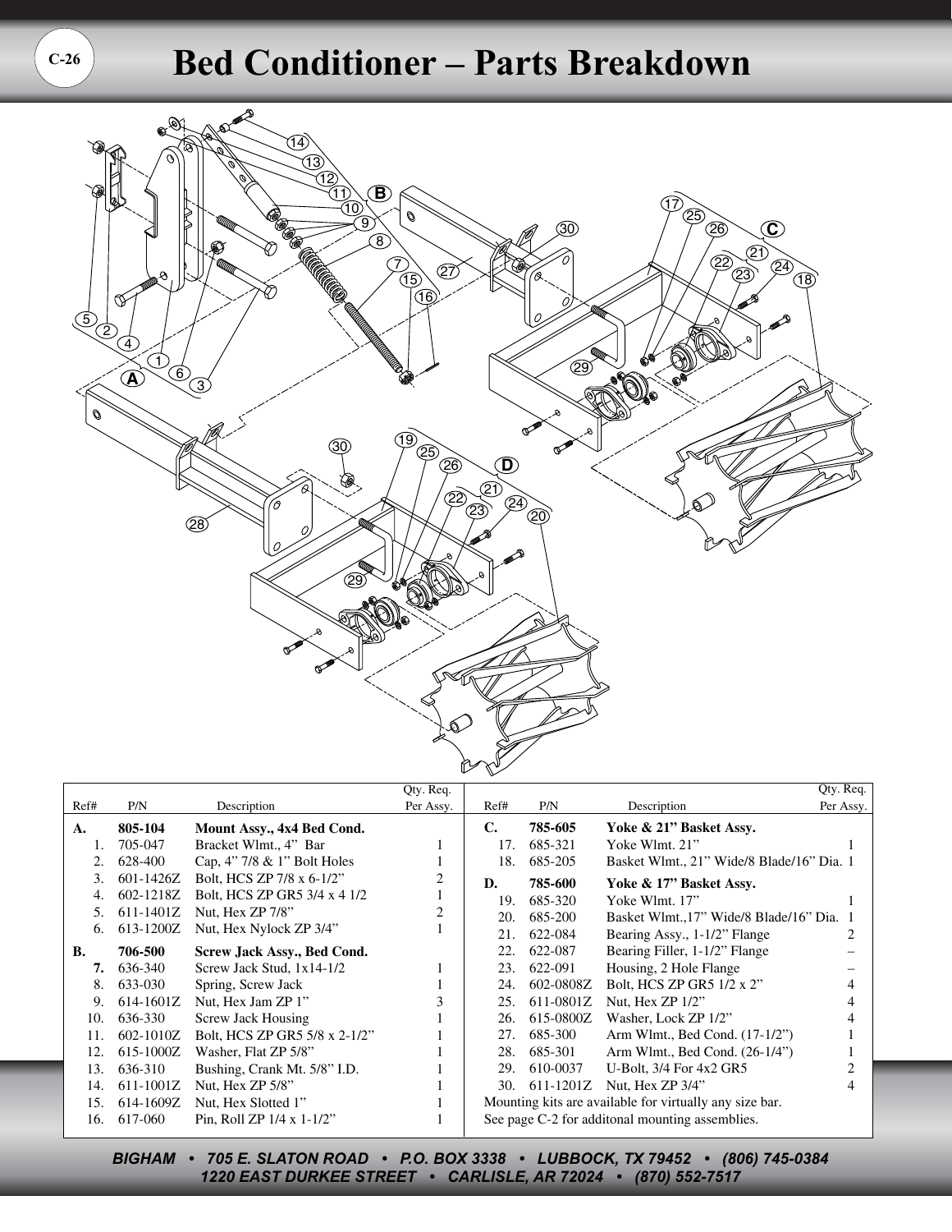# Bed Conditioner – Parts Breakdown

A
B
C
D

| Ref# | P/N | Description | Qty. Req. Per Assy. |
|---|---|---|---|
| **A.** | **805-104** | **Mount Assy., 4x4 Bed Cond.** | |
| 1. | 705-047 | Bracket Wlmt., 4" Bar | 1 |
| 2. | 628-400 | Cap, 4" 7/8 & 1" Bolt Holes | 1 |
| 3. | 601-1426Z | Bolt, HCS ZP 7/8 x 6-1/2" | 2 |
| 4. | 602-1218Z | Bolt, HCS ZP GR5 3/4 x 4 1/2 | 1 |
| 5. | 611-1401Z | Nut, Hex ZP 7/8" | 2 |
| 6. | 613-1200Z | Nut, Hex Nylock ZP 3/4" | 1 |
| **B.** | **706-500** | **Screw Jack Assy., Bed Cond.** | |
| **7.** | 636-340 | Screw Jack Stud, 1x14-1/2 | 1 |
| 8. | 633-030 | Spring, Screw Jack | 1 |
| 9. | 614-1601Z | Nut, Hex Jam ZP 1" | 3 |
| 10. | 636-330 | Screw Jack Housing | 1 |
| 11. | 602-1010Z | Bolt, HCS ZP GR5 5/8 x 2-1/2" | 1 |
| 12. | 615-1000Z | Washer, Flat ZP 5/8" | 1 |
| 13. | 636-310 | Bushing, Crank Mt. 5/8" I.D. | 1 |
| 14. | 611-1001Z | Nut, Hex ZP 5/8" | 1 |
| 15. | 614-1609Z | Nut, Hex Slotted 1" | 1 |
| 16. | 617-060 | Pin, Roll ZP 1/4 x 1-1/2" | 1 |

| Ref# | P/N | Description | Qty. Req. Per Assy. |
|---|---|---|---|
| **C.** | **785-605** | **Yoke & 21" Basket Assy.** | |
| 17. | 685-321 | Yoke Wlmt. 21" | 1 |
| 18. | 685-205 | Basket Wlmt., 21" Wide/8 Blade/16" Dia. | 1 |
| **D.** | **785-600** | **Yoke & 17" Basket Assy.** | |
| 19. | 685-320 | Yoke Wlmt. 17" | 1 |
| 20. | 685-200 | Basket Wlmt.,17" Wide/8 Blade/16" Dia. | 1 |
| 21. | 622-084 | Bearing Assy., 1-1/2" Flange | 2 |
| 22. | 622-087 | Bearing Filler, 1-1/2" Flange | – |
| 23. | 622-091 | Housing, 2 Hole Flange | – |
| 24. | 602-0808Z | Bolt, HCS ZP GR5 1/2 x 2" | 4 |
| 25. | 611-0801Z | Nut, Hex ZP 1/2" | 4 |
| 26. | 615-0800Z | Washer, Lock ZP 1/2" | 4 |
| 27. | 685-300 | Arm Wlmt., Bed Cond. (17-1/2") | 1 |
| 28. | 685-301 | Arm Wlmt., Bed Cond. (26-1/4") | 1 |
| 29. | 610-0037 | U-Bolt, 3/4 For 4x2 GR5 | 2 |
| 30. | 611-1201Z | Nut, Hex ZP 3/4" | 4 |

Mounting kits are available for virtually any size bar.
See page C-2 for additonal mounting assemblies.

*BIGHAM • 705 E. SLATON ROAD • P.O. BOX 3338 • LUBBOCK, TX 79452 • (806) 745-0384*
*1220 EAST DURKEE STREET • CARLISLE, AR 72024 • (870) 552-7517*